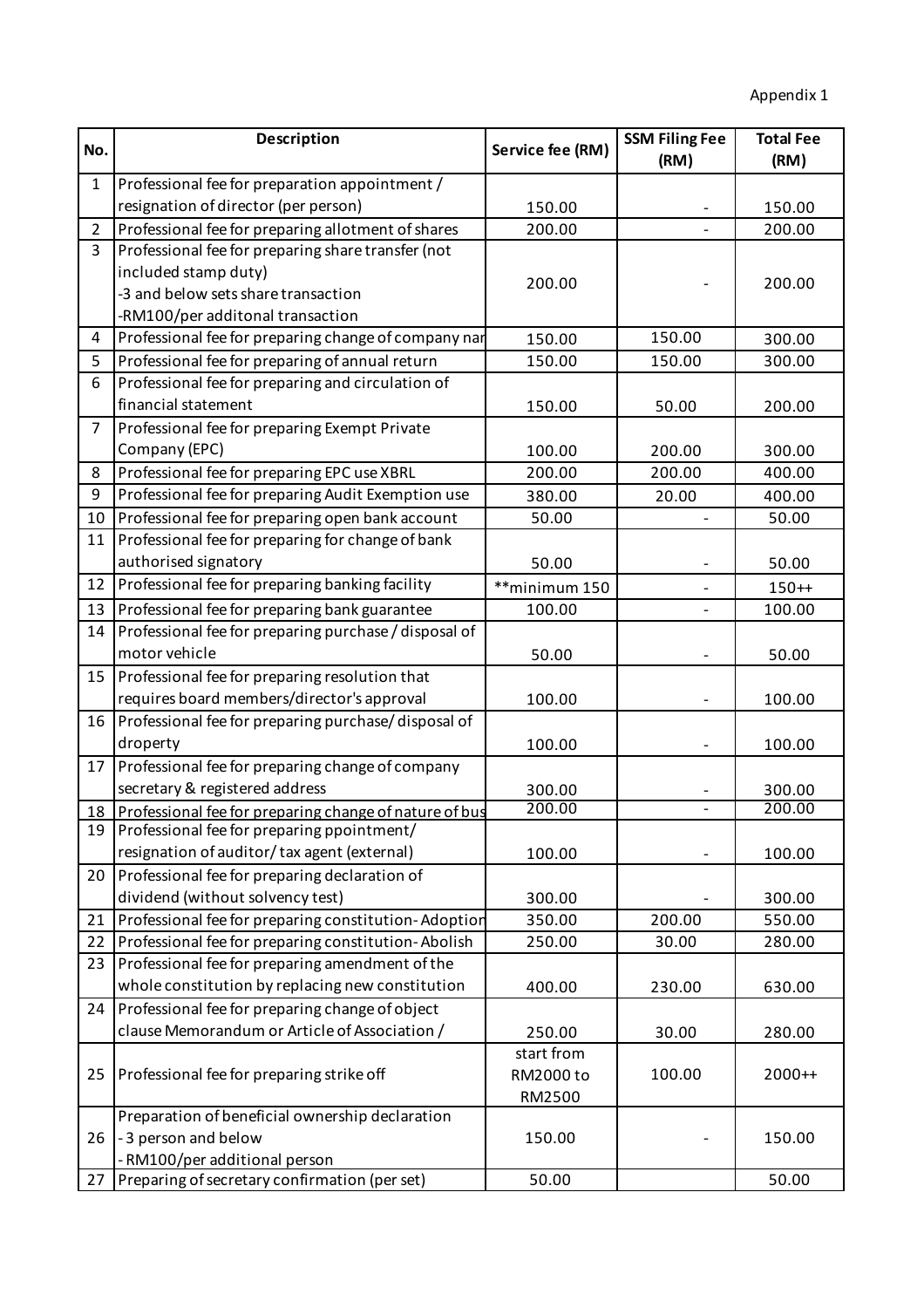Appendix 1

| No. | Description | Service fee (RM) | SSM Filing Fee (RM) | Total Fee (RM) |
|---|---|---|---|---|
| 1 | Professional fee for preparation appointment / resignation of director (per person) | 150.00 | - | 150.00 |
| 2 | Professional fee for preparing allotment of shares | 200.00 | - | 200.00 |
| 3 | Professional fee for preparing share transfer (not included stamp duty)<br>-3 and below sets share transaction<br>-RM100/per additonal transaction | 200.00 | - | 200.00 |
| 4 | Professional fee for preparing change of company nar | 150.00 | 150.00 | 300.00 |
| 5 | Professional fee for preparing of annual return | 150.00 | 150.00 | 300.00 |
| 6 | Professional fee for preparing and circulation of financial statement | 150.00 | 50.00 | 200.00 |
| 7 | Professional fee for preparing Exempt Private Company (EPC) | 100.00 | 200.00 | 300.00 |
| 8 | Professional fee for preparing EPC use XBRL | 200.00 | 200.00 | 400.00 |
| 9 | Professional fee for preparing Audit Exemption use | 380.00 | 20.00 | 400.00 |
| 10 | Professional fee for preparing open bank account | 50.00 | - | 50.00 |
| 11 | Professional fee for preparing for change of bank authorised signatory | 50.00 | - | 50.00 |
| 12 | Professional fee for preparing banking facility | **minimum 150 | - | 150++ |
| 13 | Professional fee for preparing bank guarantee | 100.00 | - | 100.00 |
| 14 | Professional fee for preparing purchase / disposal of motor vehicle | 50.00 | - | 50.00 |
| 15 | Professional fee for preparing resolution that requires board members/director's approval | 100.00 | - | 100.00 |
| 16 | Professional fee for preparing purchase/ disposal of droperty | 100.00 | - | 100.00 |
| 17 | Professional fee for preparing change of company secretary & registered address | 300.00 | - | 300.00 |
| 18 | Professional fee for preparing change of nature of bus | 200.00 | - | 200.00 |
| 19 | Professional fee for preparing ppointment/ resignation of auditor/ tax agent (external) | 100.00 | - | 100.00 |
| 20 | Professional fee for preparing declaration of dividend (without solvency test) | 300.00 | - | 300.00 |
| 21 | Professional fee for preparing constitution- Adoption | 350.00 | 200.00 | 550.00 |
| 22 | Professional fee for preparing constitution- Abolish | 250.00 | 30.00 | 280.00 |
| 23 | Professional fee for preparing amendment of the whole constitution by replacing new constitution | 400.00 | 230.00 | 630.00 |
| 24 | Professional fee for preparing change of object clause Memorandum or Article of Association / | 250.00 | 30.00 | 280.00 |
| 25 | Professional fee for preparing strike off | start from RM2000 to RM2500 | 100.00 | 2000++ |
| 26 | Preparation of beneficial ownership declaration<br>- 3 person and below<br>- RM100/per additional person | 150.00 | - | 150.00 |
| 27 | Preparing of secretary confirmation (per set) | 50.00 | | 50.00 |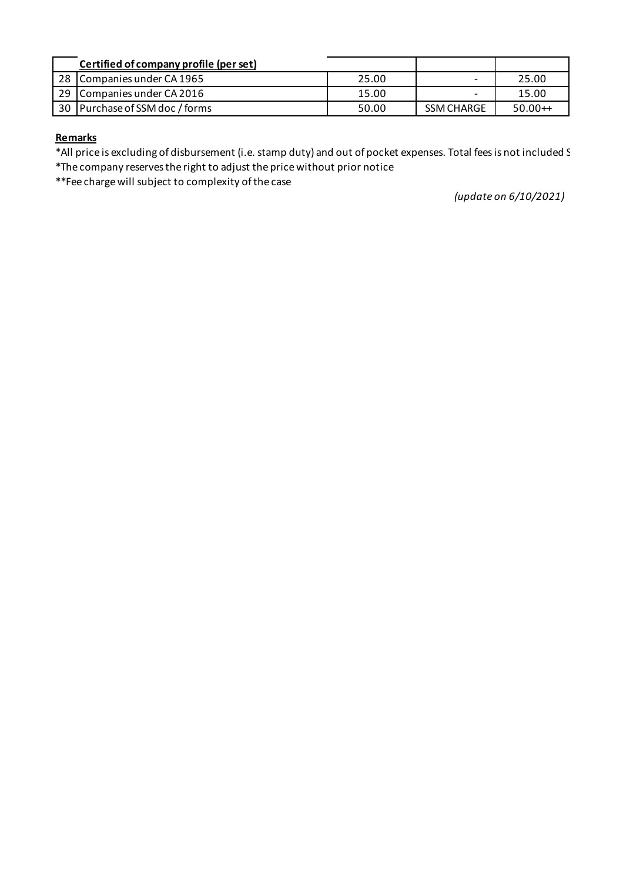| | | | | |
|---|---|---|---|---|
| | **Certified of company profile (per set)** | | | |
| 28 | Companies under CA 1965 | 25.00 | - | 25.00 |
| 29 | Companies under CA 2016 | 15.00 | - | 15.00 |
| 30 | Purchase of SSM doc / forms | 50.00 | SSM CHARGE | 50.00++ |

**Remarks**

*All price is excluding of disbursement (i.e. stamp duty) and out of pocket expenses. Total fees is not included S

*The company reserves the right to adjust the price without prior notice

**Fee charge will subject to complexity of the case

*(update on 6/10/2021)*